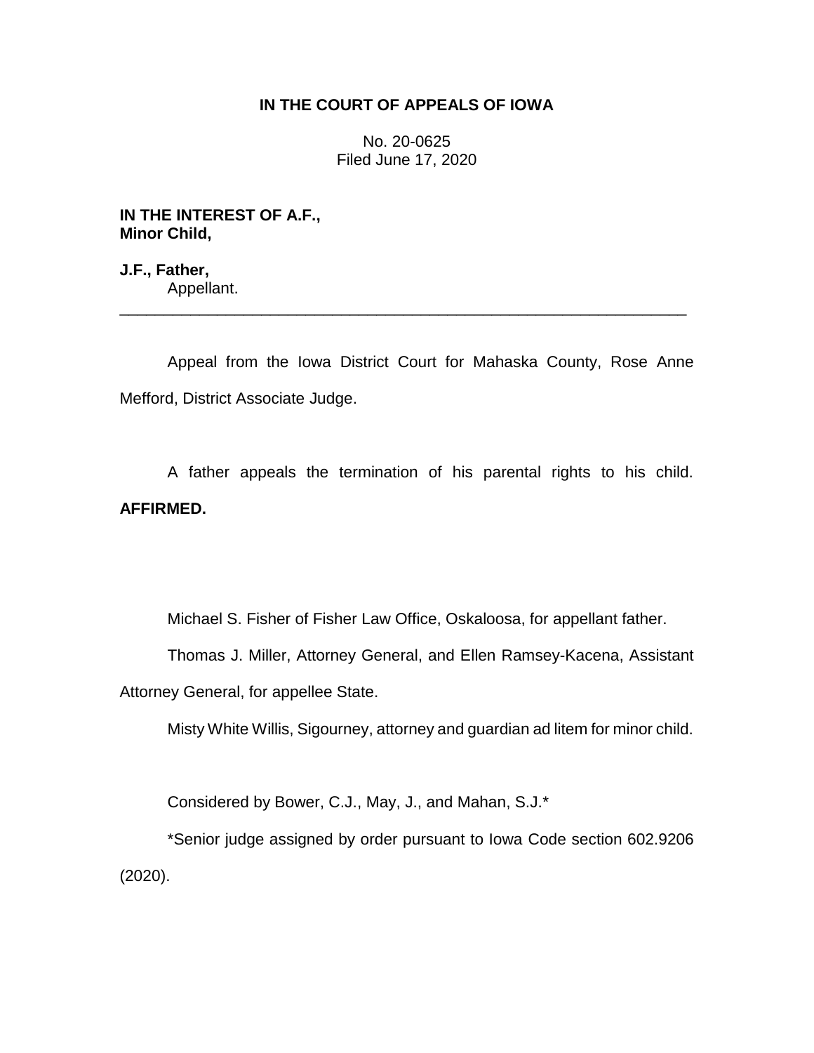**IN THE COURT OF APPEALS OF IOWA**

No. 20-0625
Filed June 17, 2020

**IN THE INTEREST OF A.F.,**
**Minor Child,**

**J.F., Father,**
Appellant.

---

Appeal from the Iowa District Court for Mahaska County, Rose Anne Mefford, District Associate Judge.

A father appeals the termination of his parental rights to his child. **AFFIRMED.**

Michael S. Fisher of Fisher Law Office, Oskaloosa, for appellant father.

Thomas J. Miller, Attorney General, and Ellen Ramsey-Kacena, Assistant Attorney General, for appellee State.

Misty White Willis, Sigourney, attorney and guardian ad litem for minor child.

Considered by Bower, C.J., May, J., and Mahan, S.J.*

*Senior judge assigned by order pursuant to Iowa Code section 602.9206 (2020).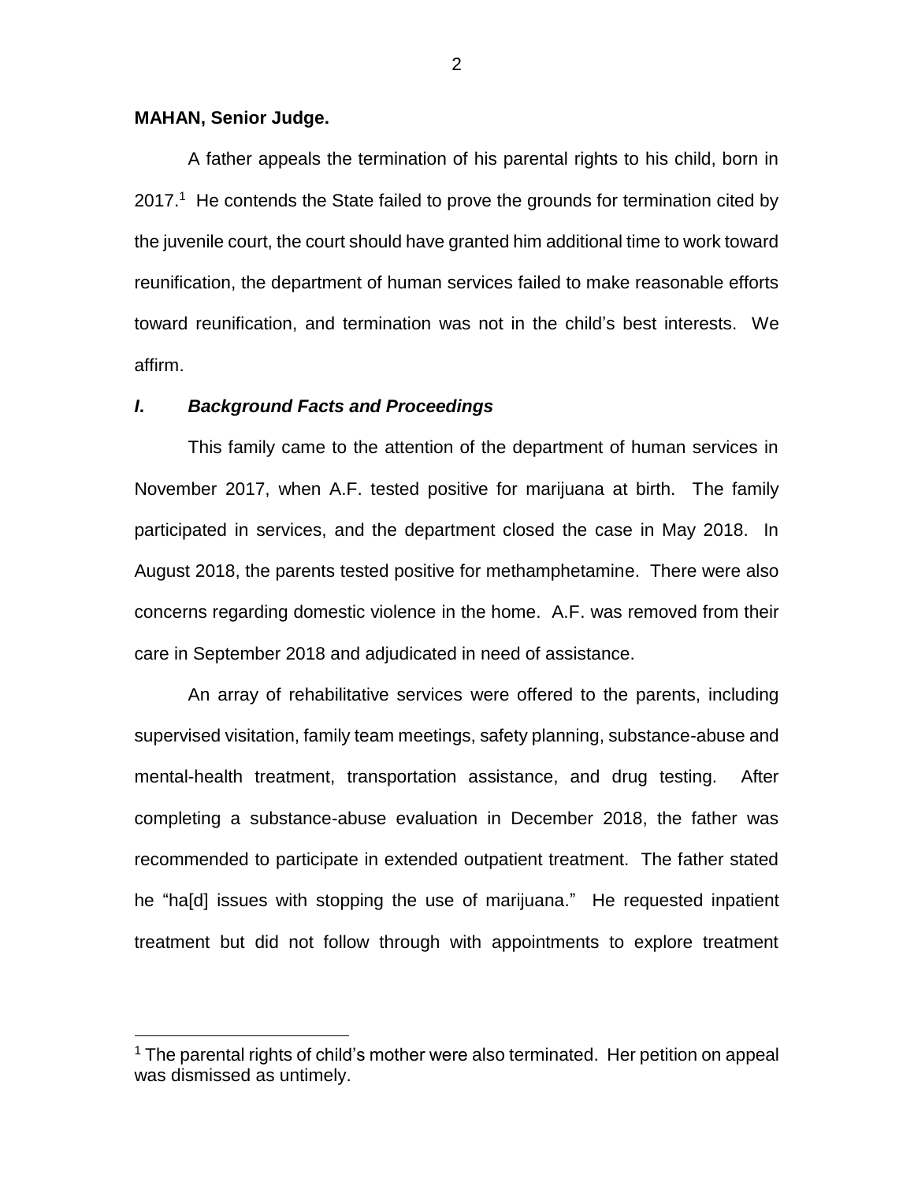**MAHAN, Senior Judge.**

A father appeals the termination of his parental rights to his child, born in 2017.[1] He contends the State failed to prove the grounds for termination cited by the juvenile court, the court should have granted him additional time to work toward reunification, the department of human services failed to make reasonable efforts toward reunification, and termination was not in the child's best interests. We affirm.

## *I. Background Facts and Proceedings*

This family came to the attention of the department of human services in November 2017, when A.F. tested positive for marijuana at birth. The family participated in services, and the department closed the case in May 2018. In August 2018, the parents tested positive for methamphetamine. There were also concerns regarding domestic violence in the home. A.F. was removed from their care in September 2018 and adjudicated in need of assistance.

An array of rehabilitative services were offered to the parents, including supervised visitation, family team meetings, safety planning, substance-abuse and mental-health treatment, transportation assistance, and drug testing. After completing a substance-abuse evaluation in December 2018, the father was recommended to participate in extended outpatient treatment. The father stated he "ha[d] issues with stopping the use of marijuana." He requested inpatient treatment but did not follow through with appointments to explore treatment

[1] The parental rights of child's mother were also terminated. Her petition on appeal was dismissed as untimely.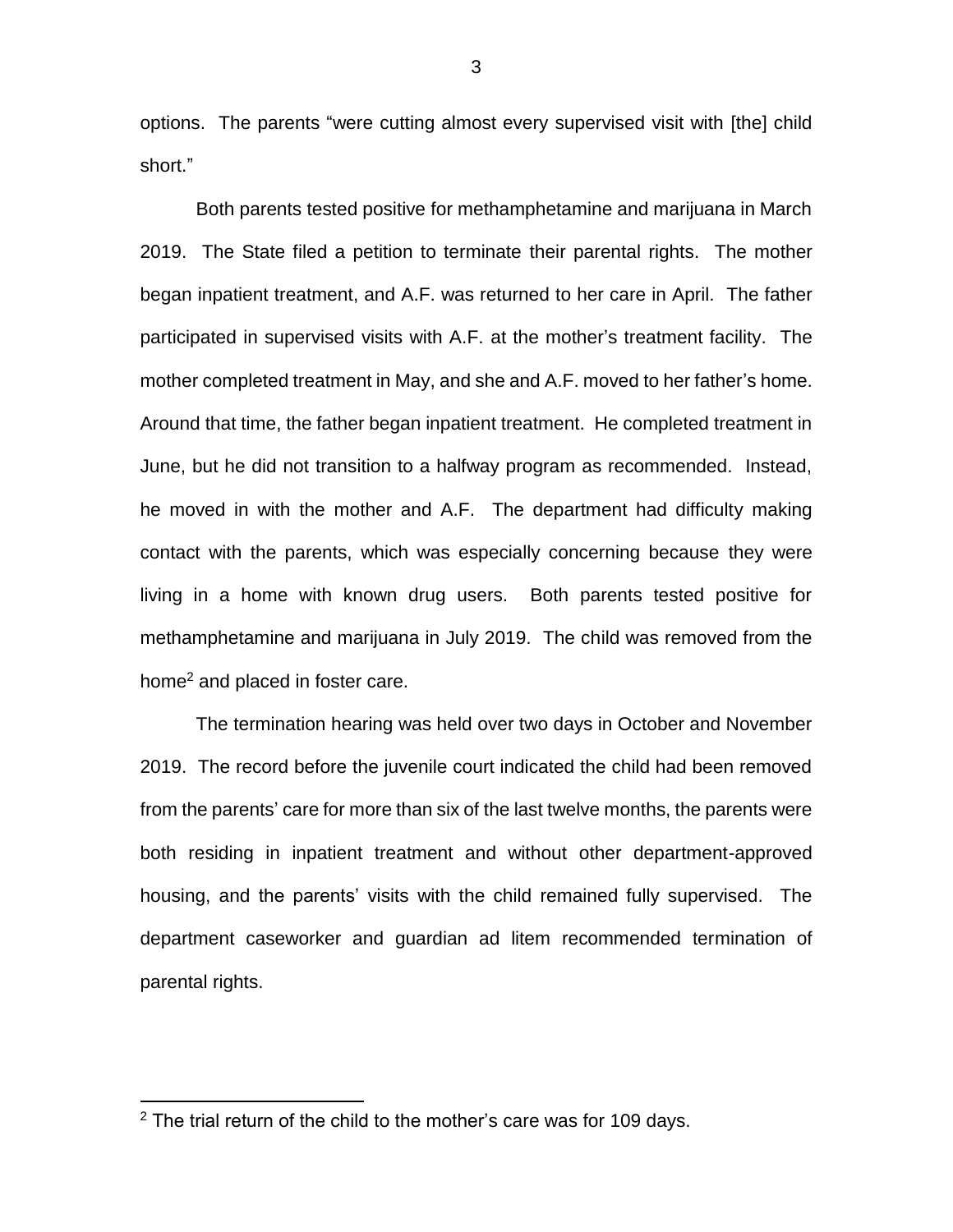options. The parents "were cutting almost every supervised visit with [the] child short."

Both parents tested positive for methamphetamine and marijuana in March 2019. The State filed a petition to terminate their parental rights. The mother began inpatient treatment, and A.F. was returned to her care in April. The father participated in supervised visits with A.F. at the mother's treatment facility. The mother completed treatment in May, and she and A.F. moved to her father's home. Around that time, the father began inpatient treatment. He completed treatment in June, but he did not transition to a halfway program as recommended. Instead, he moved in with the mother and A.F. The department had difficulty making contact with the parents, which was especially concerning because they were living in a home with known drug users. Both parents tested positive for methamphetamine and marijuana in July 2019. The child was removed from the home[2] and placed in foster care.

The termination hearing was held over two days in October and November 2019. The record before the juvenile court indicated the child had been removed from the parents' care for more than six of the last twelve months, the parents were both residing in inpatient treatment and without other department-approved housing, and the parents' visits with the child remained fully supervised. The department caseworker and guardian ad litem recommended termination of parental rights.

---

[2] The trial return of the child to the mother's care was for 109 days.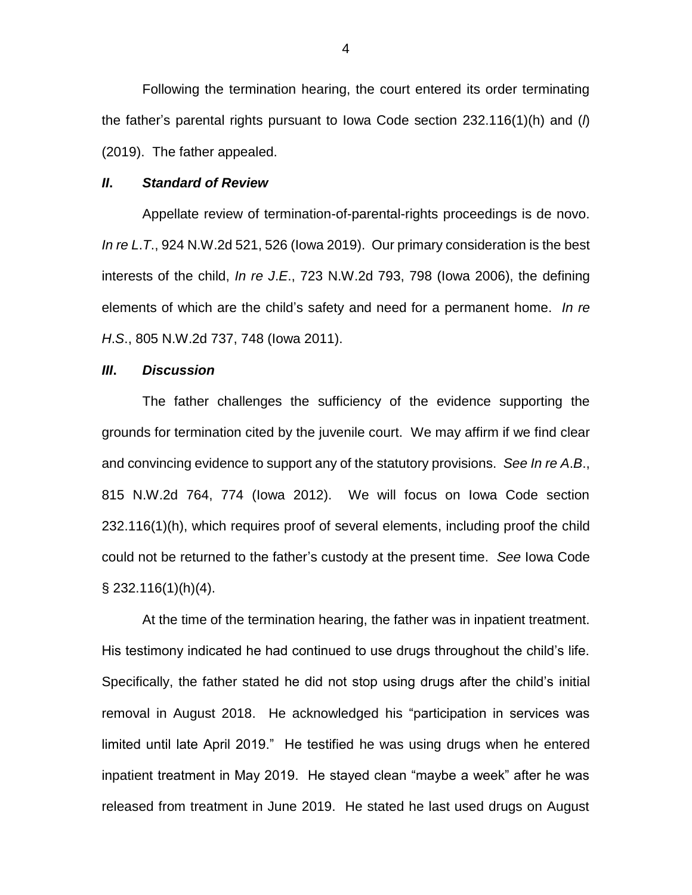Following the termination hearing, the court entered its order terminating the father's parental rights pursuant to Iowa Code section 232.116(1)(h) and (*l*) (2019). The father appealed.

## ***II. Standard of Review***

Appellate review of termination-of-parental-rights proceedings is de novo. *In re L.T.*, 924 N.W.2d 521, 526 (Iowa 2019). Our primary consideration is the best interests of the child, *In re J.E.*, 723 N.W.2d 793, 798 (Iowa 2006), the defining elements of which are the child's safety and need for a permanent home. *In re H.S.*, 805 N.W.2d 737, 748 (Iowa 2011).

## ***III. Discussion***

The father challenges the sufficiency of the evidence supporting the grounds for termination cited by the juvenile court. We may affirm if we find clear and convincing evidence to support any of the statutory provisions. *See In re A.B.*, 815 N.W.2d 764, 774 (Iowa 2012). We will focus on Iowa Code section 232.116(1)(h), which requires proof of several elements, including proof the child could not be returned to the father's custody at the present time. *See* Iowa Code § 232.116(1)(h)(4).

At the time of the termination hearing, the father was in inpatient treatment. His testimony indicated he had continued to use drugs throughout the child's life. Specifically, the father stated he did not stop using drugs after the child's initial removal in August 2018. He acknowledged his "participation in services was limited until late April 2019." He testified he was using drugs when he entered inpatient treatment in May 2019. He stayed clean "maybe a week" after he was released from treatment in June 2019. He stated he last used drugs on August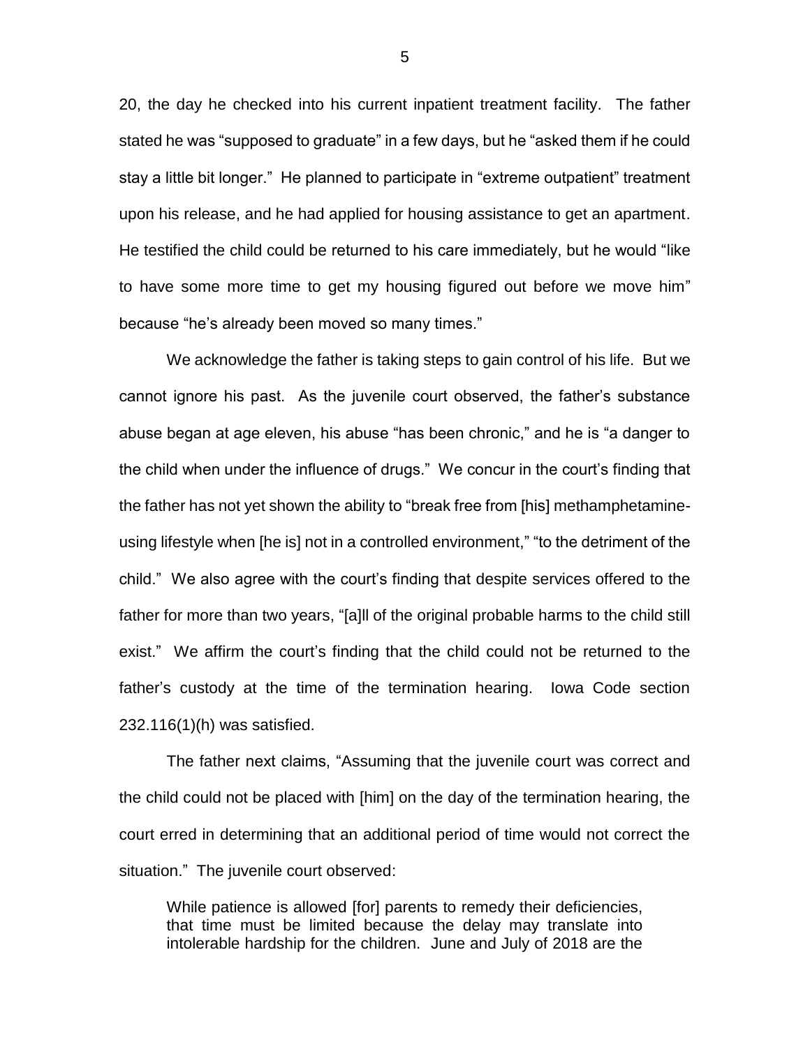20, the day he checked into his current inpatient treatment facility. The father stated he was "supposed to graduate" in a few days, but he "asked them if he could stay a little bit longer." He planned to participate in "extreme outpatient" treatment upon his release, and he had applied for housing assistance to get an apartment. He testified the child could be returned to his care immediately, but he would "like to have some more time to get my housing figured out before we move him" because "he's already been moved so many times."

We acknowledge the father is taking steps to gain control of his life. But we cannot ignore his past. As the juvenile court observed, the father's substance abuse began at age eleven, his abuse "has been chronic," and he is "a danger to the child when under the influence of drugs." We concur in the court's finding that the father has not yet shown the ability to "break free from [his] methamphetamine-using lifestyle when [he is] not in a controlled environment," "to the detriment of the child." We also agree with the court's finding that despite services offered to the father for more than two years, "[a]ll of the original probable harms to the child still exist." We affirm the court's finding that the child could not be returned to the father's custody at the time of the termination hearing. Iowa Code section 232.116(1)(h) was satisfied.

The father next claims, "Assuming that the juvenile court was correct and the child could not be placed with [him] on the day of the termination hearing, the court erred in determining that an additional period of time would not correct the situation." The juvenile court observed:

> While patience is allowed [for] parents to remedy their deficiencies, that time must be limited because the delay may translate into intolerable hardship for the children. June and July of 2018 are the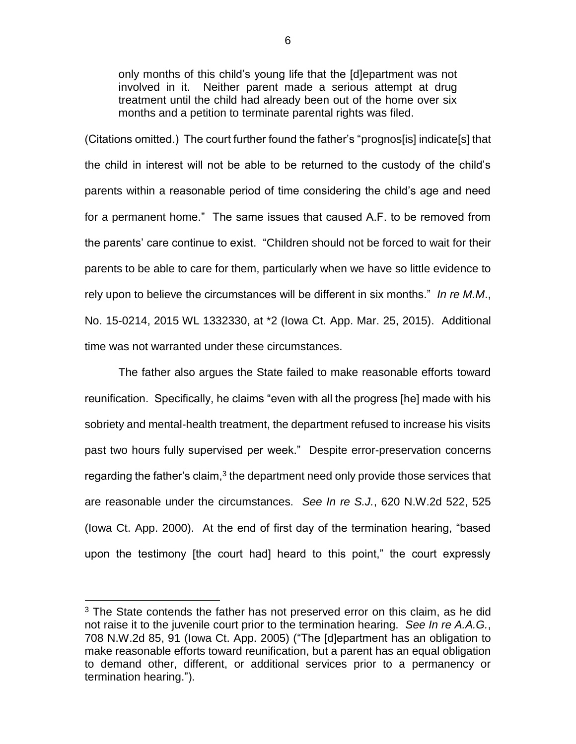> only months of this child's young life that the [d]epartment was not involved in it. Neither parent made a serious attempt at drug treatment until the child had already been out of the home over six months and a petition to terminate parental rights was filed.

(Citations omitted.) The court further found the father's "prognos[is] indicate[s] that the child in interest will not be able to be returned to the custody of the child's parents within a reasonable period of time considering the child's age and need for a permanent home." The same issues that caused A.F. to be removed from the parents' care continue to exist. "Children should not be forced to wait for their parents to be able to care for them, particularly when we have so little evidence to rely upon to believe the circumstances will be different in six months." *In re M.M.*, No. 15-0214, 2015 WL 1332330, at *2 (Iowa Ct. App. Mar. 25, 2015). Additional time was not warranted under these circumstances.

The father also argues the State failed to make reasonable efforts toward reunification. Specifically, he claims "even with all the progress [he] made with his sobriety and mental-health treatment, the department refused to increase his visits past two hours fully supervised per week." Despite error-preservation concerns regarding the father's claim,[3] the department need only provide those services that are reasonable under the circumstances. *See In re S.J.*, 620 N.W.2d 522, 525 (Iowa Ct. App. 2000). At the end of first day of the termination hearing, "based upon the testimony [the court had] heard to this point," the court expressly

[3] The State contends the father has not preserved error on this claim, as he did not raise it to the juvenile court prior to the termination hearing. *See In re A.A.G.*, 708 N.W.2d 85, 91 (Iowa Ct. App. 2005) ("The [d]epartment has an obligation to make reasonable efforts toward reunification, but a parent has an equal obligation to demand other, different, or additional services prior to a permanency or termination hearing.").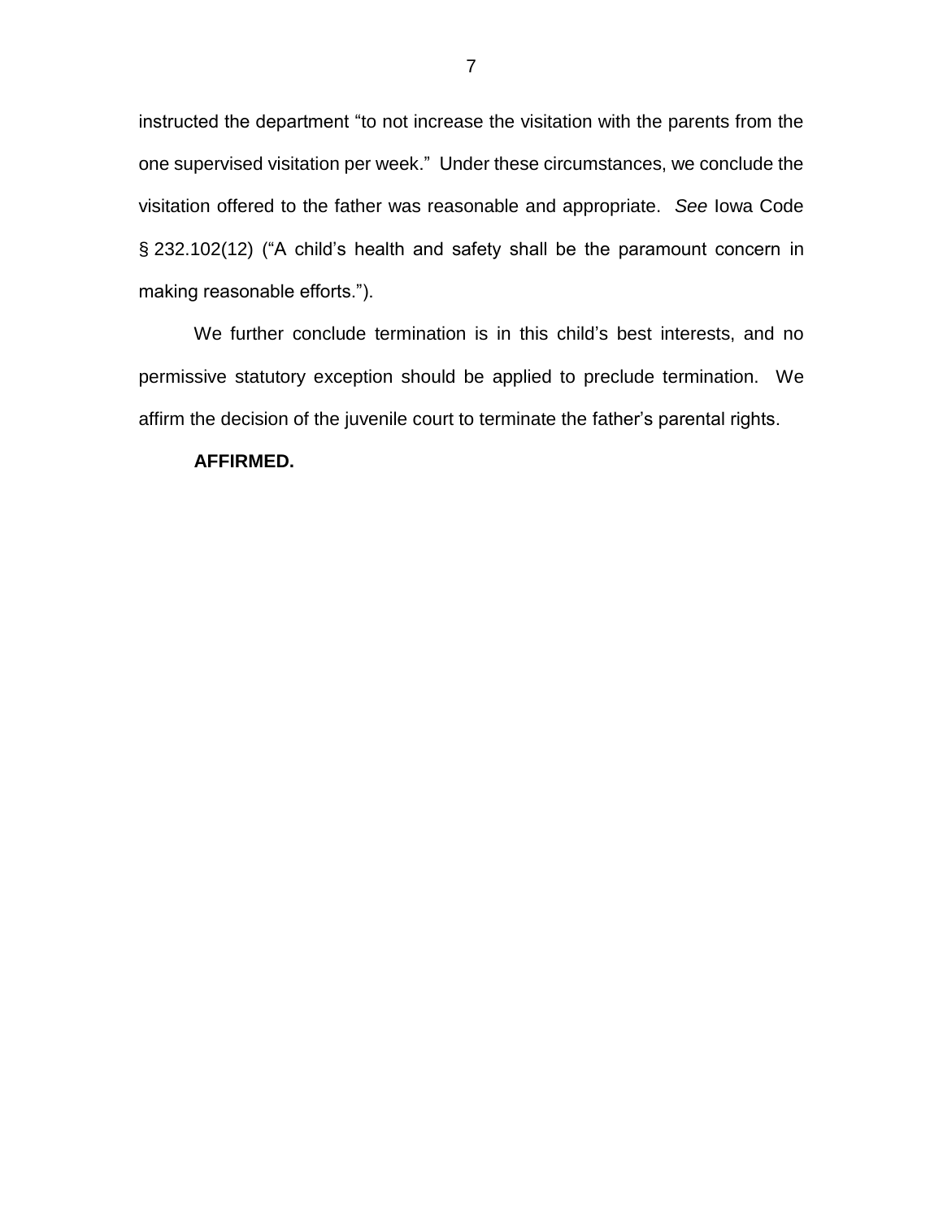instructed the department "to not increase the visitation with the parents from the one supervised visitation per week." Under these circumstances, we conclude the visitation offered to the father was reasonable and appropriate. *See* Iowa Code § 232.102(12) ("A child's health and safety shall be the paramount concern in making reasonable efforts.").

We further conclude termination is in this child's best interests, and no permissive statutory exception should be applied to preclude termination. We affirm the decision of the juvenile court to terminate the father's parental rights.

**AFFIRMED.**